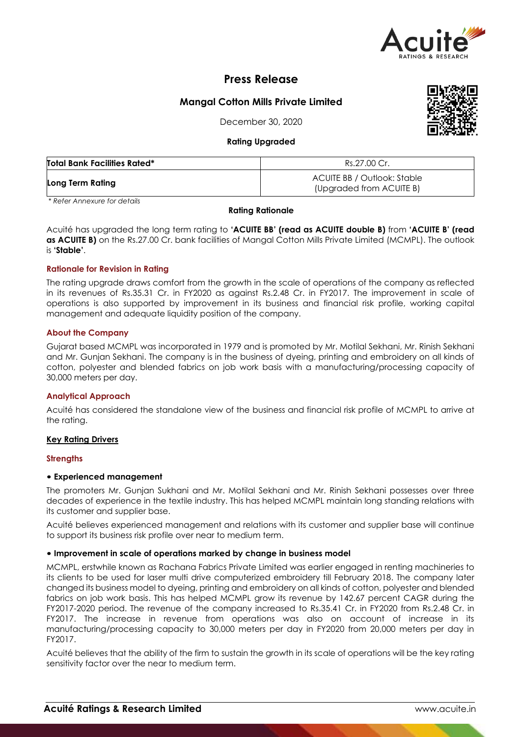# Press Release

## Mangal Cotton Mills Private Limited

December 30, 2020

**Rating Upgraded**

| **Total Bank Facilities Rated*** | Rs.27.00 Cr. |
|---|---|
| **Long Term Rating** | ACUITE BB / Outlook: Stable (Upgraded from ACUITE B) |

*\* Refer Annexure for details*

### Rating Rationale

Acuité has upgraded the long term rating to **'ACUITE BB' (read as ACUITE double B)** from **'ACUITE B' (read as ACUITE B)** on the Rs.27.00 Cr. bank facilities of Mangal Cotton Mills Private Limited (MCMPL). The outlook is **'Stable'**.

### Rationale for Revision in Rating

The rating upgrade draws comfort from the growth in the scale of operations of the company as reflected in its revenues of Rs.35.31 Cr. in FY2020 as against Rs.2.48 Cr. in FY2017. The improvement in scale of operations is also supported by improvement in its business and financial risk profile, working capital management and adequate liquidity position of the company.

### About the Company

Gujarat based MCMPL was incorporated in 1979 and is promoted by Mr. Motilal Sekhani, Mr. Rinish Sekhani and Mr. Gunjan Sekhani. The company is in the business of dyeing, printing and embroidery on all kinds of cotton, polyester and blended fabrics on job work basis with a manufacturing/processing capacity of 30,000 meters per day.

### Analytical Approach

Acuité has considered the standalone view of the business and financial risk profile of MCMPL to arrive at the rating.

### Key Rating Drivers

### Strengths

**• Experienced management**

The promoters Mr. Gunjan Sukhani and Mr. Motilal Sekhani and Mr. Rinish Sekhani possesses over three decades of experience in the textile industry. This has helped MCMPL maintain long standing relations with its customer and supplier base.

Acuité believes experienced management and relations with its customer and supplier base will continue to support its business risk profile over near to medium term.

**• Improvement in scale of operations marked by change in business model**

MCMPL, erstwhile known as Rachana Fabrics Private Limited was earlier engaged in renting machineries to its clients to be used for laser multi drive computerized embroidery till February 2018. The company later changed its business model to dyeing, printing and embroidery on all kinds of cotton, polyester and blended fabrics on job work basis. This has helped MCMPL grow its revenue by 142.67 percent CAGR during the FY2017-2020 period. The revenue of the company increased to Rs.35.41 Cr. in FY2020 from Rs.2.48 Cr. in FY2017. The increase in revenue from operations was also on account of increase in its manufacturing/processing capacity to 30,000 meters per day in FY2020 from 20,000 meters per day in FY2017.

Acuité believes that the ability of the firm to sustain the growth in its scale of operations will be the key rating sensitivity factor over the near to medium term.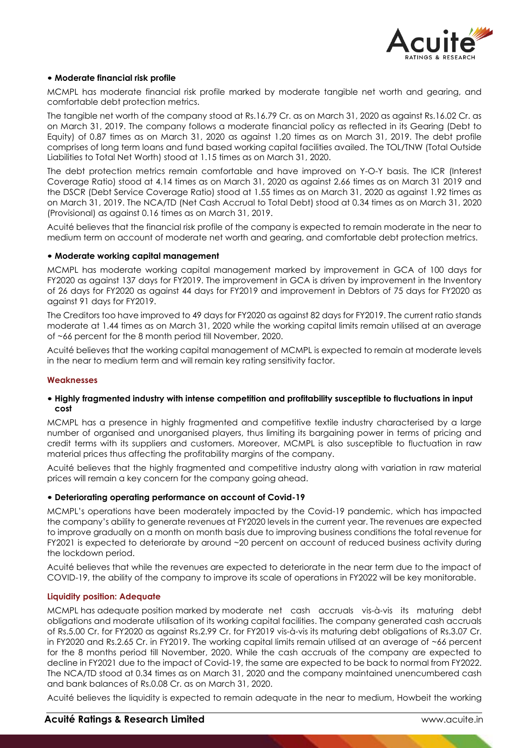- **Moderate financial risk profile**

MCMPL has moderate financial risk profile marked by moderate tangible net worth and gearing, and comfortable debt protection metrics.

The tangible net worth of the company stood at Rs.16.79 Cr. as on March 31, 2020 as against Rs.16.02 Cr. as on March 31, 2019. The company follows a moderate financial policy as reflected in its Gearing (Debt to Equity) of 0.87 times as on March 31, 2020 as against 1.20 times as on March 31, 2019. The debt profile comprises of long term loans and fund based working capital facilities availed. The TOL/TNW (Total Outside Liabilities to Total Net Worth) stood at 1.15 times as on March 31, 2020.

The debt protection metrics remain comfortable and have improved on Y-O-Y basis. The ICR (Interest Coverage Ratio) stood at 4.14 times as on March 31, 2020 as against 2.66 times as on March 31 2019 and the DSCR (Debt Service Coverage Ratio) stood at 1.55 times as on March 31, 2020 as against 1.92 times as on March 31, 2019. The NCA/TD (Net Cash Accrual to Total Debt) stood at 0.34 times as on March 31, 2020 (Provisional) as against 0.16 times as on March 31, 2019.

Acuité believes that the financial risk profile of the company is expected to remain moderate in the near to medium term on account of moderate net worth and gearing, and comfortable debt protection metrics.

- **Moderate working capital management**

MCMPL has moderate working capital management marked by improvement in GCA of 100 days for FY2020 as against 137 days for FY2019. The improvement in GCA is driven by improvement in the Inventory of 26 days for FY2020 as against 44 days for FY2019 and improvement in Debtors of 75 days for FY2020 as against 91 days for FY2019.

The Creditors too have improved to 49 days for FY2020 as against 82 days for FY2019. The current ratio stands moderate at 1.44 times as on March 31, 2020 while the working capital limits remain utilised at an average of ~66 percent for the 8 month period till November, 2020.

Acuité believes that the working capital management of MCMPL is expected to remain at moderate levels in the near to medium term and will remain key rating sensitivity factor.

### Weaknesses

- **Highly fragmented industry with intense competition and profitability susceptible to fluctuations in input cost**

MCMPL has a presence in highly fragmented and competitive textile industry characterised by a large number of organised and unorganised players, thus limiting its bargaining power in terms of pricing and credit terms with its suppliers and customers. Moreover, MCMPL is also susceptible to fluctuation in raw material prices thus affecting the profitability margins of the company.

Acuité believes that the highly fragmented and competitive industry along with variation in raw material prices will remain a key concern for the company going ahead.

- **Deteriorating operating performance on account of Covid-19**

MCMPL's operations have been moderately impacted by the Covid-19 pandemic, which has impacted the company's ability to generate revenues at FY2020 levels in the current year. The revenues are expected to improve gradually on a month on month basis due to improving business conditions the total revenue for FY2021 is expected to deteriorate by around ~20 percent on account of reduced business activity during the lockdown period.

Acuité believes that while the revenues are expected to deteriorate in the near term due to the impact of COVID-19, the ability of the company to improve its scale of operations in FY2022 will be key monitorable.

### Liquidity position: Adequate

MCMPL has adequate position marked by moderate net cash accruals vis-à-vis its maturing debt obligations and moderate utilisation of its working capital facilities. The company generated cash accruals of Rs.5.00 Cr. for FY2020 as against Rs.2.99 Cr. for FY2019 vis-à-vis its maturing debt obligations of Rs.3.07 Cr. in FY2020 and Rs.2.65 Cr. in FY2019. The working capital limits remain utilised at an average of ~66 percent for the 8 months period till November, 2020. While the cash accruals of the company are expected to decline in FY2021 due to the impact of Covid-19, the same are expected to be back to normal from FY2022. The NCA/TD stood at 0.34 times as on March 31, 2020 and the company maintained unencumbered cash and bank balances of Rs.0.08 Cr. as on March 31, 2020.

Acuité believes the liquidity is expected to remain adequate in the near to medium, Howbeit the working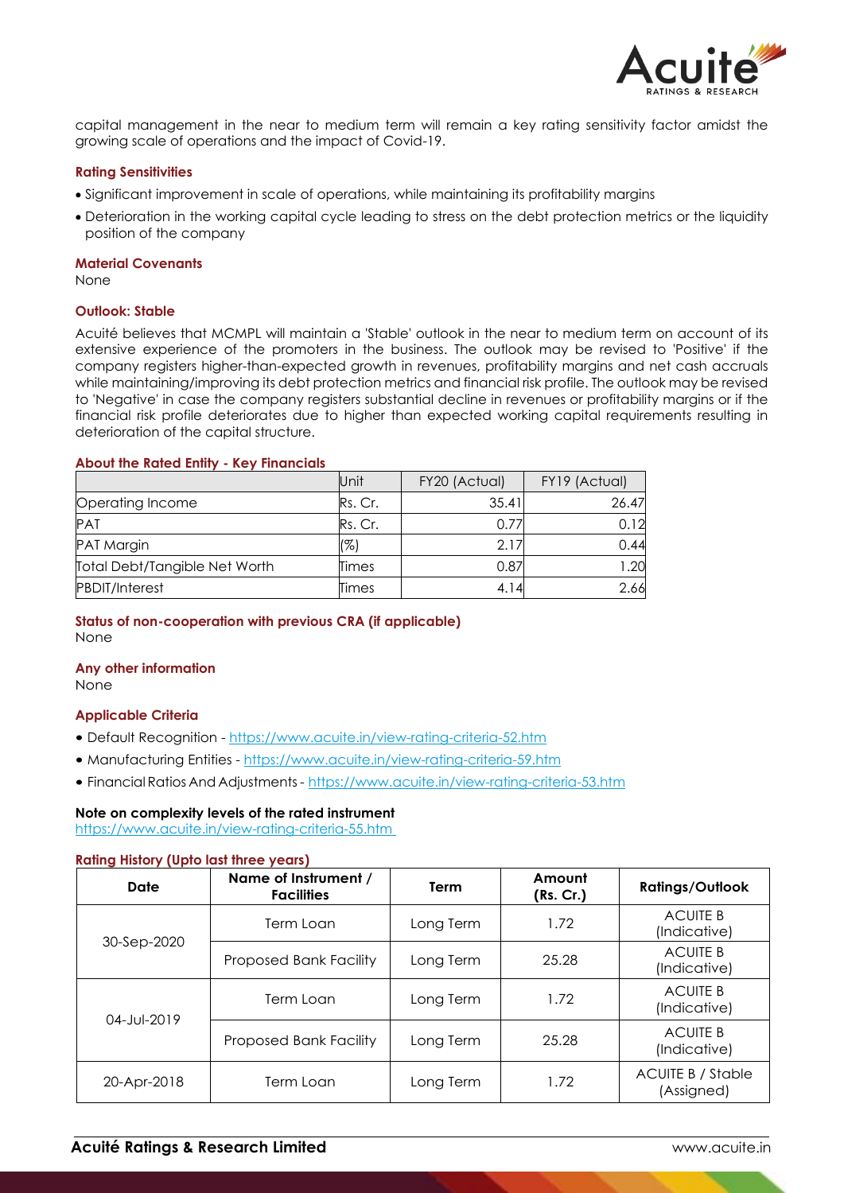capital management in the near to medium term will remain a key rating sensitivity factor amidst the growing scale of operations and the impact of Covid-19.

### Rating Sensitivities

- Significant improvement in scale of operations, while maintaining its profitability margins
- Deterioration in the working capital cycle leading to stress on the debt protection metrics or the liquidity position of the company

### Material Covenants

None

### Outlook: Stable

Acuité believes that MCMPL will maintain a 'Stable' outlook in the near to medium term on account of its extensive experience of the promoters in the business. The outlook may be revised to 'Positive' if the company registers higher-than-expected growth in revenues, profitability margins and net cash accruals while maintaining/improving its debt protection metrics and financial risk profile. The outlook may be revised to 'Negative' in case the company registers substantial decline in revenues or profitability margins or if the financial risk profile deteriorates due to higher than expected working capital requirements resulting in deterioration of the capital structure.

### About the Rated Entity - Key Financials

| | Unit | FY20 (Actual) | FY19 (Actual) |
|---|---|---|---|
| Operating Income | Rs. Cr. | 35.41 | 26.47 |
| PAT | Rs. Cr. | 0.77 | 0.12 |
| PAT Margin | (%) | 2.17 | 0.44 |
| Total Debt/Tangible Net Worth | Times | 0.87 | 1.20 |
| PBDIT/Interest | Times | 4.14 | 2.66 |

### Status of non-cooperation with previous CRA (if applicable)

None

### Any other information

None

### Applicable Criteria

- Default Recognition - https://www.acuite.in/view-rating-criteria-52.htm
- Manufacturing Entities - https://www.acuite.in/view-rating-criteria-59.htm
- Financial Ratios And Adjustments - https://www.acuite.in/view-rating-criteria-53.htm

**Note on complexity levels of the rated instrument**

https://www.acuite.in/view-rating-criteria-55.htm

### Rating History (Upto last three years)

| Date | Name of Instrument / Facilities | Term | Amount (Rs. Cr.) | Ratings/Outlook |
|---|---|---|---|---|
| 30-Sep-2020 | Term Loan | Long Term | 1.72 | ACUITE B (Indicative) |
| | Proposed Bank Facility | Long Term | 25.28 | ACUITE B (Indicative) |
| 04-Jul-2019 | Term Loan | Long Term | 1.72 | ACUITE B (Indicative) |
| | Proposed Bank Facility | Long Term | 25.28 | ACUITE B (Indicative) |
| 20-Apr-2018 | Term Loan | Long Term | 1.72 | ACUITE B / Stable (Assigned) |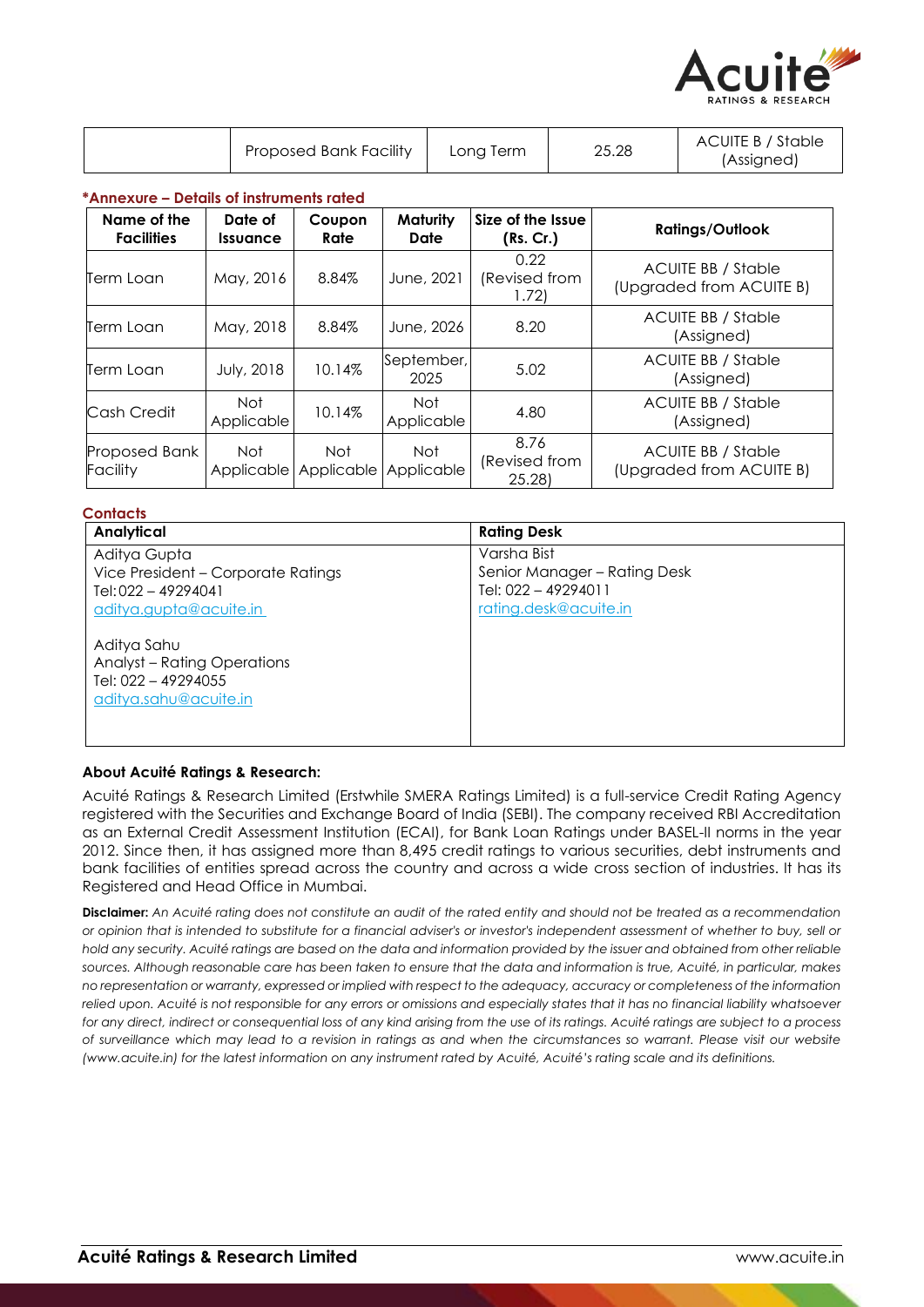| | | | | |
|---|---|---|---|---|
| | Proposed Bank Facility | Long Term | 25.28 | ACUITE B / Stable (Assigned) |

**\*Annexure – Details of instruments rated**

| Name of the Facilities | Date of Issuance | Coupon Rate | Maturity Date | Size of the Issue (Rs. Cr.) | Ratings/Outlook |
|---|---|---|---|---|---|
| Term Loan | May, 2016 | 8.84% | June, 2021 | 0.22 (Revised from 1.72) | ACUITE BB / Stable (Upgraded from ACUITE B) |
| Term Loan | May, 2018 | 8.84% | June, 2026 | 8.20 | ACUITE BB / Stable (Assigned) |
| Term Loan | July, 2018 | 10.14% | September, 2025 | 5.02 | ACUITE BB / Stable (Assigned) |
| Cash Credit | Not Applicable | 10.14% | Not Applicable | 4.80 | ACUITE BB / Stable (Assigned) |
| Proposed Bank Facility | Not Applicable | Not Applicable | Not Applicable | 8.76 (Revised from 25.28) | ACUITE BB / Stable (Upgraded from ACUITE B) |

**Contacts**

| Analytical | Rating Desk |
|---|---|
| Aditya Gupta<br>Vice President – Corporate Ratings<br>Tel: 022 – 49294041<br>aditya.gupta@acuite.in<br><br>Aditya Sahu<br>Analyst – Rating Operations<br>Tel: 022 – 49294055<br>aditya.sahu@acuite.in | Varsha Bist<br>Senior Manager – Rating Desk<br>Tel: 022 – 49294011<br>rating.desk@acuite.in |

**About Acuité Ratings & Research:**

Acuité Ratings & Research Limited (Erstwhile SMERA Ratings Limited) is a full-service Credit Rating Agency registered with the Securities and Exchange Board of India (SEBI). The company received RBI Accreditation as an External Credit Assessment Institution (ECAI), for Bank Loan Ratings under BASEL-II norms in the year 2012. Since then, it has assigned more than 8,495 credit ratings to various securities, debt instruments and bank facilities of entities spread across the country and across a wide cross section of industries. It has its Registered and Head Office in Mumbai.

**Disclaimer:** *An Acuité rating does not constitute an audit of the rated entity and should not be treated as a recommendation or opinion that is intended to substitute for a financial adviser's or investor's independent assessment of whether to buy, sell or hold any security. Acuité ratings are based on the data and information provided by the issuer and obtained from other reliable sources. Although reasonable care has been taken to ensure that the data and information is true, Acuité, in particular, makes no representation or warranty, expressed or implied with respect to the adequacy, accuracy or completeness of the information relied upon. Acuité is not responsible for any errors or omissions and especially states that it has no financial liability whatsoever for any direct, indirect or consequential loss of any kind arising from the use of its ratings. Acuité ratings are subject to a process of surveillance which may lead to a revision in ratings as and when the circumstances so warrant. Please visit our website (www.acuite.in) for the latest information on any instrument rated by Acuité, Acuité's rating scale and its definitions.*